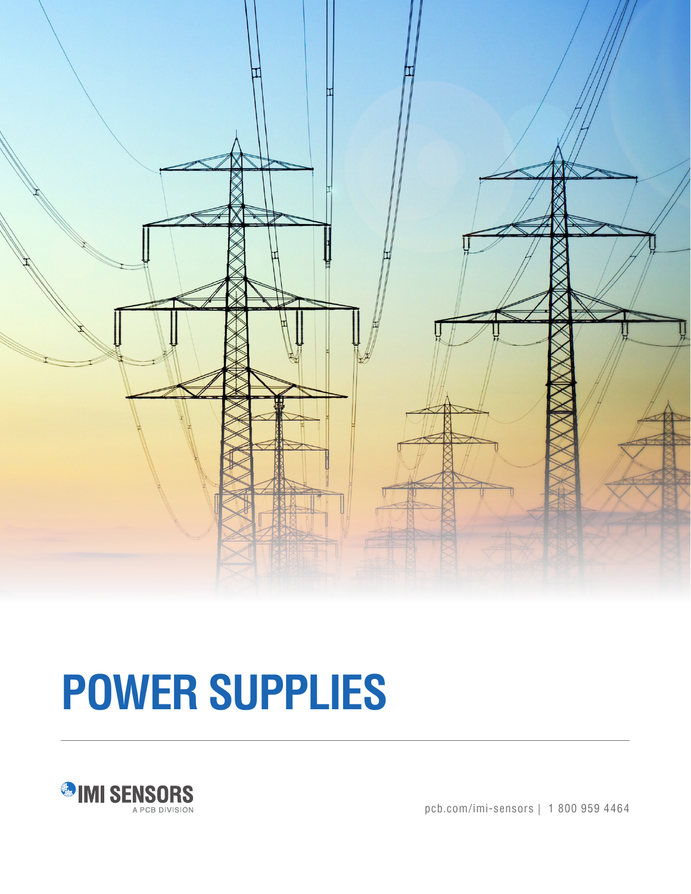# POWER SUPPLIES

IMI SENSORS

A PCB DIVISION

pcb.com/imi-sensors | 1 800 959 4464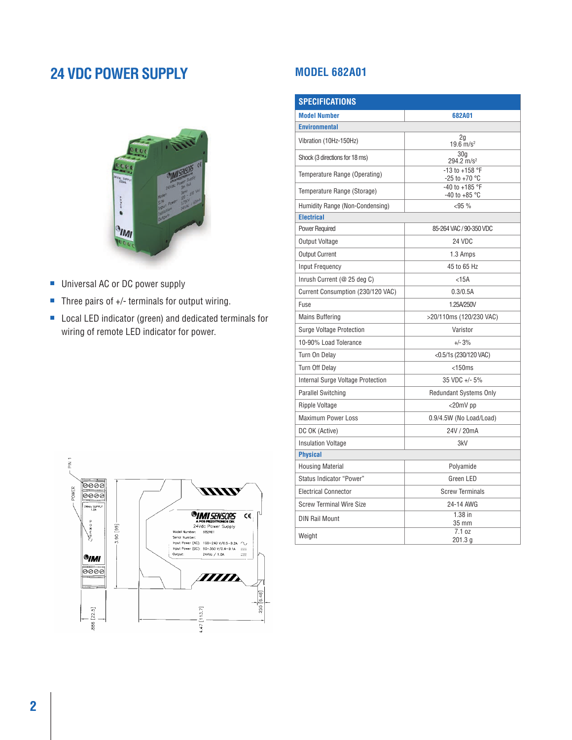# 24 VDC POWER SUPPLY

## MODEL 682A01

- Universal AC or DC power supply
- Three pairs of +/- terminals for output wiring.
- Local LED indicator (green) and dedicated terminals for wiring of remote LED indicator for power.

| SPECIFICATIONS | |
|---|---|
| **Model Number** | **682A01** |
| **Environmental** | |
| Vibration (10Hz-150Hz) | 2g<br>19.6 m/s² |
| Shock (3 directions for 18 ms) | 30g<br>294.2 m/s² |
| Temperature Range (Operating) | -13 to +158 °F<br>-25 to +70 °C |
| Temperature Range (Storage) | -40 to +185 °F<br>-40 to +85 °C |
| Humidity Range (Non-Condensing) | <95 % |
| **Electrical** | |
| Power Required | 85-264 VAC / 90-350 VDC |
| Output Voltage | 24 VDC |
| Output Current | 1.3 Amps |
| Input Frequency | 45 to 65 Hz |
| Inrush Current (@ 25 deg C) | <15A |
| Current Consumption (230/120 VAC) | 0.3/0.5A |
| Fuse | 1.25A/250V |
| Mains Buffering | >20/110ms (120/230 VAC) |
| Surge Voltage Protection | Varistor |
| 10-90% Load Tolerance | +/- 3% |
| Turn On Delay | <0.5/1s (230/120 VAC) |
| Turn Off Delay | <150ms |
| Internal Surge Voltage Protection | 35 VDC +/- 5% |
| Parallel Switching | Redundant Systems Only |
| Ripple Voltage | <20mV pp |
| Maximum Power Loss | 0.9/4.5W (No Load/Load) |
| DC OK (Active) | 24V / 20mA |
| Insulation Voltage | 3kV |
| **Physical** | |
| Housing Material | Polyamide |
| Status Indicator "Power" | Green LED |
| Electrical Connector | Screw Terminals |
| Screw Terminal Wire Size | 24-14 AWG |
| DIN Rail Mount | 1.38 in<br>35 mm |
| Weight | 7.1 oz<br>201.3 g |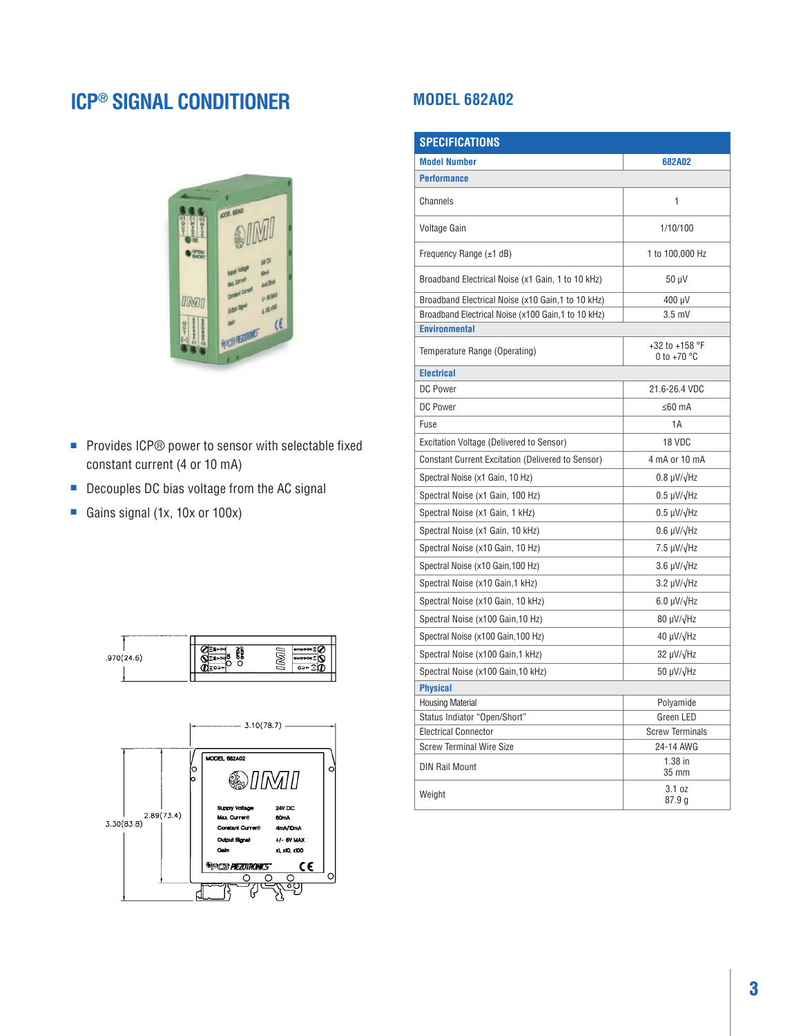# ICP® SIGNAL CONDITIONER

## MODEL 682A02

- Provides ICP® power to sensor with selectable fixed constant current (4 or 10 mA)
- Decouples DC bias voltage from the AC signal
- Gains signal (1x, 10x or 100x)

| SPECIFICATIONS | |
|---|---|
| **Model Number** | **682A02** |
| **Performance** | |
| Channels | 1 |
| Voltage Gain | 1/10/100 |
| Frequency Range (±1 dB) | 1 to 100,000 Hz |
| Broadband Electrical Noise (x1 Gain, 1 to 10 kHz) | 50 µV |
| Broadband Electrical Noise (x10 Gain,1 to 10 kHz) | 400 µV |
| Broadband Electrical Noise (x100 Gain,1 to 10 kHz) | 3.5 mV |
| **Environmental** | |
| Temperature Range (Operating) | +32 to +158 °F<br>0 to +70 °C |
| **Electrical** | |
| DC Power | 21.6-26.4 VDC |
| DC Power | ≤60 mA |
| Fuse | 1A |
| Excitation Voltage (Delivered to Sensor) | 18 VDC |
| Constant Current Excitation (Delivered to Sensor) | 4 mA or 10 mA |
| Spectral Noise (x1 Gain, 10 Hz) | 0.8 µV/√Hz |
| Spectral Noise (x1 Gain, 100 Hz) | 0.5 µV/√Hz |
| Spectral Noise (x1 Gain, 1 kHz) | 0.5 µV/√Hz |
| Spectral Noise (x1 Gain, 10 kHz) | 0.6 µV/√Hz |
| Spectral Noise (x10 Gain, 10 Hz) | 7.5 µV/√Hz |
| Spectral Noise (x10 Gain,100 Hz) | 3.6 µV/√Hz |
| Spectral Noise (x10 Gain,1 kHz) | 3.2 µV/√Hz |
| Spectral Noise (x10 Gain, 10 kHz) | 6.0 µV/√Hz |
| Spectral Noise (x100 Gain,10 Hz) | 80 µV/√Hz |
| Spectral Noise (x100 Gain,100 Hz) | 40 µV/√Hz |
| Spectral Noise (x100 Gain,1 kHz) | 32 µV/√Hz |
| Spectral Noise (x100 Gain,10 kHz) | 50 µV/√Hz |
| **Physical** | |
| Housing Material | Polyamide |
| Status Indiator "Open/Short" | Green LED |
| Electrical Connector | Screw Terminals |
| Screw Terminal Wire Size | 24-14 AWG |
| DIN Rail Mount | 1.38 in<br>35 mm |
| Weight | 3.1 oz<br>87.9 g |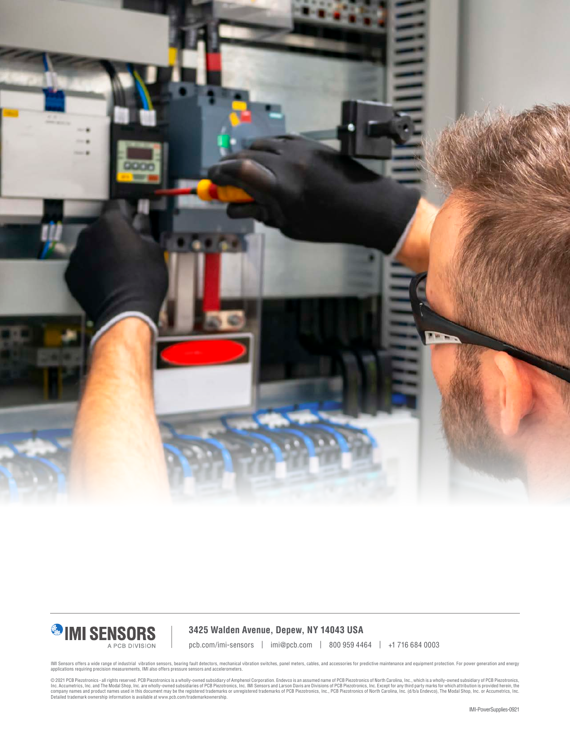**IMI SENSORS**
A PCB DIVISION

**3425 Walden Avenue, Depew, NY 14043 USA**

pcb.com/imi-sensors | imi@pcb.com | 800 959 4464 | +1 716 684 0003

IMI Sensors offers a wide range of industrial vibration sensors, bearing fault detectors, mechanical vibration switches, panel meters, cables, and accessories for predictive maintenance and equipment protection. For power generation and energy applications requiring precision measurements, IMI also offers pressure sensors and accelerometers.

© 2021 PCB Piezotronics - all rights reserved. PCB Piezotronics is a wholly-owned subsidiary of Amphenol Corporation. Endevco is an assumed name of PCB Piezotronics of North Carolina, Inc., which is a wholly-owned subsidiary of PCB Piezotronics, Inc. Accumetrics, Inc. and The Modal Shop, Inc. are wholly-owned subsidiaries of PCB Piezotronics, Inc. IMI Sensors and Larson Davis are Divisions of PCB Piezotronics, Inc. Except for any third party marks for which attribution is provided herein, the company names and product names used in this document may be the registered trademarks or unregistered trademarks of PCB Piezotronics, Inc., PCB Piezotronics of North Carolina, Inc. (d/b/a Endevco), The Modal Shop, Inc. or Accumetrics, Inc. Detailed trademark ownership information is available at www.pcb.com/trademarkownership.

IMI-PowerSupplies-0921